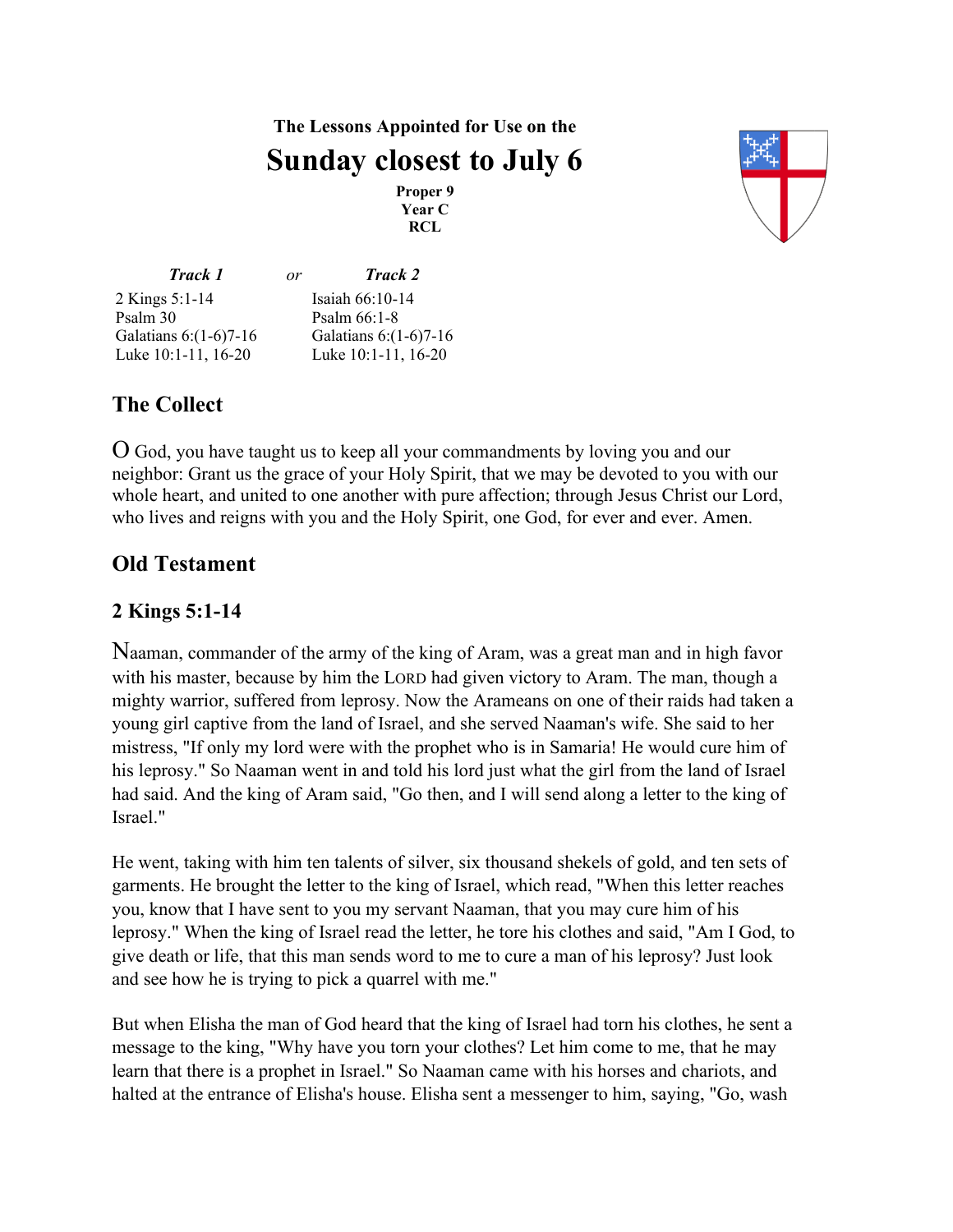**The Lessons Appointed for Use on the**

# Sunday closest to July 6

**Proper 9**
**Year C**
**RCL**

| ***Track 1*** | *or* | ***Track 2*** |
|---|---|---|
| 2 Kings 5:1-14 | | Isaiah 66:10-14 |
| Psalm 30 | | Psalm 66:1-8 |
| Galatians 6:(1-6)7-16 | | Galatians 6:(1-6)7-16 |
| Luke 10:1-11, 16-20 | | Luke 10:1-11, 16-20 |

## The Collect

O God, you have taught us to keep all your commandments by loving you and our neighbor: Grant us the grace of your Holy Spirit, that we may be devoted to you with our whole heart, and united to one another with pure affection; through Jesus Christ our Lord, who lives and reigns with you and the Holy Spirit, one God, for ever and ever. Amen.

## Old Testament

### 2 Kings 5:1-14

Naaman, commander of the army of the king of Aram, was a great man and in high favor with his master, because by him the LORD had given victory to Aram. The man, though a mighty warrior, suffered from leprosy. Now the Arameans on one of their raids had taken a young girl captive from the land of Israel, and she served Naaman's wife. She said to her mistress, "If only my lord were with the prophet who is in Samaria! He would cure him of his leprosy." So Naaman went in and told his lord just what the girl from the land of Israel had said. And the king of Aram said, "Go then, and I will send along a letter to the king of Israel."

He went, taking with him ten talents of silver, six thousand shekels of gold, and ten sets of garments. He brought the letter to the king of Israel, which read, "When this letter reaches you, know that I have sent to you my servant Naaman, that you may cure him of his leprosy." When the king of Israel read the letter, he tore his clothes and said, "Am I God, to give death or life, that this man sends word to me to cure a man of his leprosy? Just look and see how he is trying to pick a quarrel with me."

But when Elisha the man of God heard that the king of Israel had torn his clothes, he sent a message to the king, "Why have you torn your clothes? Let him come to me, that he may learn that there is a prophet in Israel." So Naaman came with his horses and chariots, and halted at the entrance of Elisha's house. Elisha sent a messenger to him, saying, "Go, wash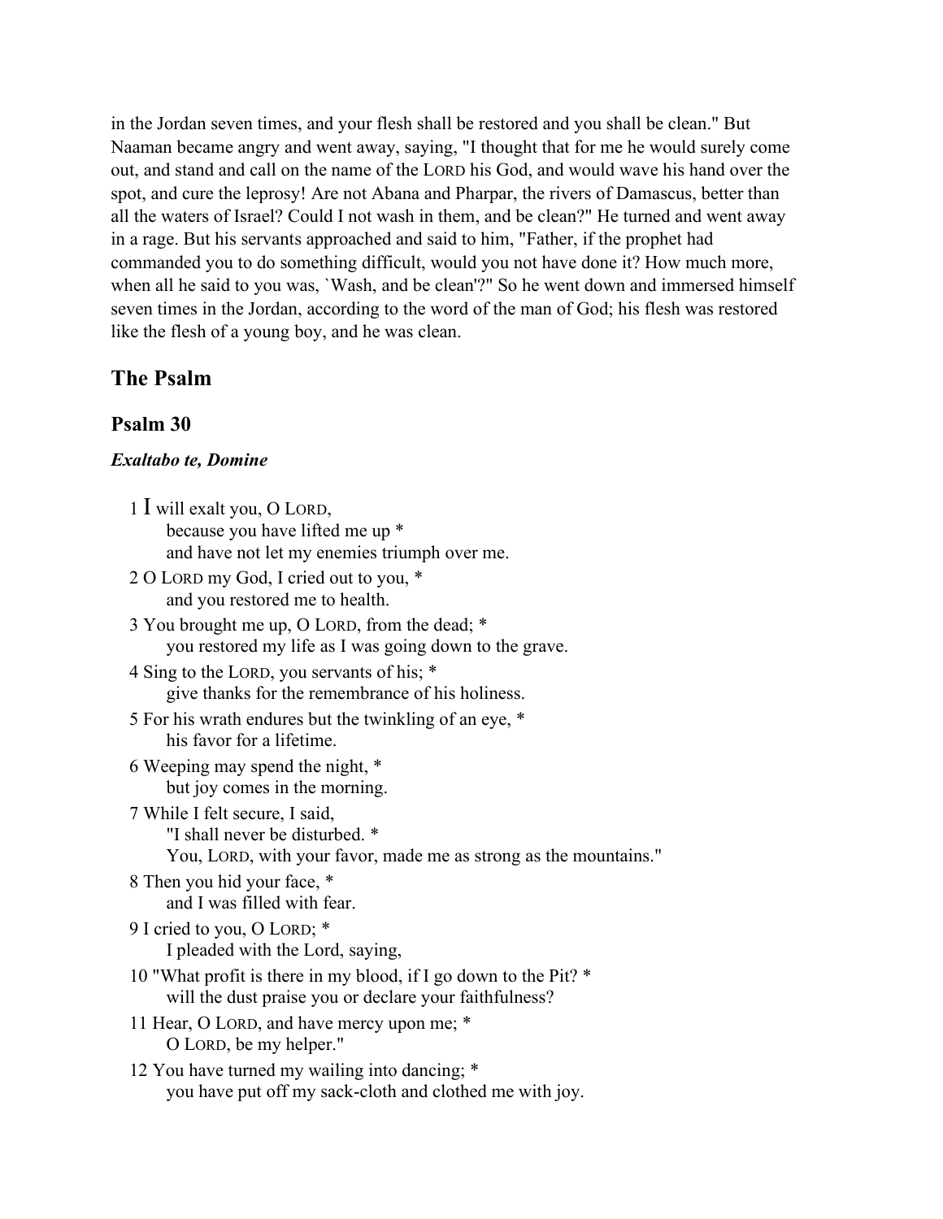in the Jordan seven times, and your flesh shall be restored and you shall be clean." But Naaman became angry and went away, saying, "I thought that for me he would surely come out, and stand and call on the name of the LORD his God, and would wave his hand over the spot, and cure the leprosy! Are not Abana and Pharpar, the rivers of Damascus, better than all the waters of Israel? Could I not wash in them, and be clean?" He turned and went away in a rage. But his servants approached and said to him, "Father, if the prophet had commanded you to do something difficult, would you not have done it? How much more, when all he said to you was, `Wash, and be clean'?" So he went down and immersed himself seven times in the Jordan, according to the word of the man of God; his flesh was restored like the flesh of a young boy, and he was clean.

## The Psalm

### Psalm 30

***Exaltabo te, Domine***

1 I will exalt you, O LORD,
  because you have lifted me up *
  and have not let my enemies triumph over me.

2 O LORD my God, I cried out to you, *
  and you restored me to health.

3 You brought me up, O LORD, from the dead; *
  you restored my life as I was going down to the grave.

4 Sing to the LORD, you servants of his; *
  give thanks for the remembrance of his holiness.

5 For his wrath endures but the twinkling of an eye, *
  his favor for a lifetime.

6 Weeping may spend the night, *
  but joy comes in the morning.

7 While I felt secure, I said,
  "I shall never be disturbed. *
  You, LORD, with your favor, made me as strong as the mountains."

8 Then you hid your face, *
  and I was filled with fear.

9 I cried to you, O LORD; *
  I pleaded with the Lord, saying,

10 "What profit is there in my blood, if I go down to the Pit? *
  will the dust praise you or declare your faithfulness?

11 Hear, O LORD, and have mercy upon me; *
  O LORD, be my helper."

12 You have turned my wailing into dancing; *
  you have put off my sack-cloth and clothed me with joy.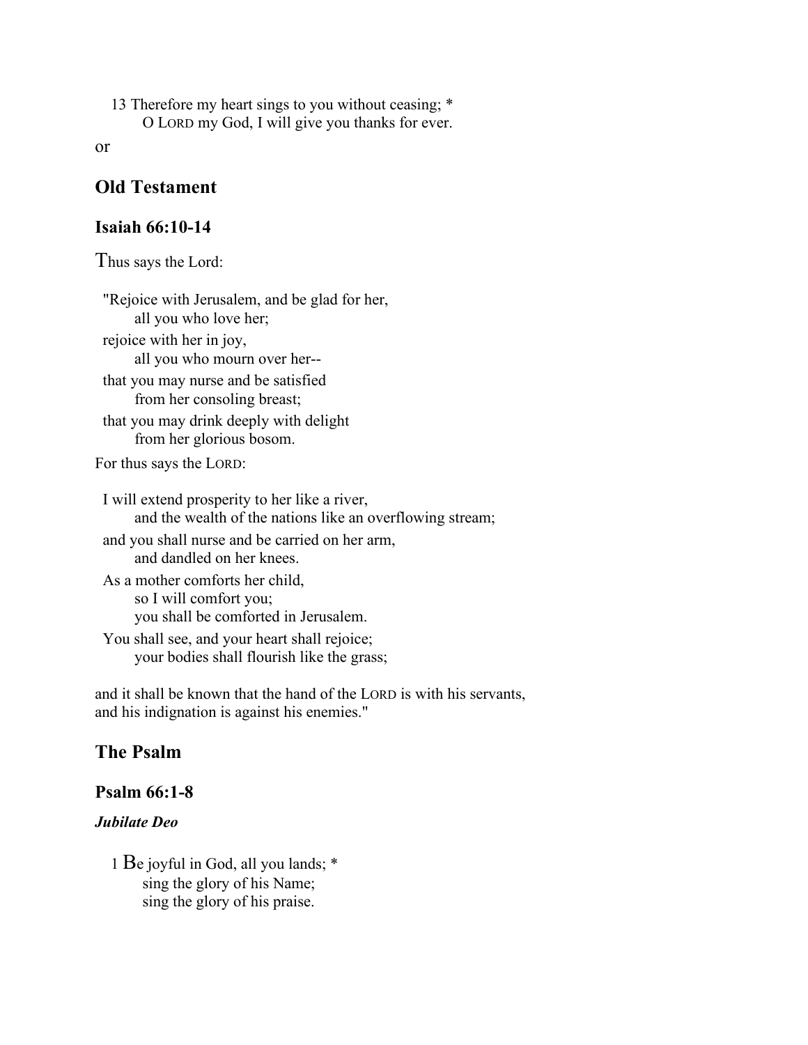13 Therefore my heart sings to you without ceasing; *
    O LORD my God, I will give you thanks for ever.

or

## Old Testament

### Isaiah 66:10-14

Thus says the Lord:

"Rejoice with Jerusalem, and be glad for her,
    all you who love her;
rejoice with her in joy,
    all you who mourn over her--
that you may nurse and be satisfied
    from her consoling breast;
that you may drink deeply with delight
    from her glorious bosom.

For thus says the LORD:

I will extend prosperity to her like a river,
    and the wealth of the nations like an overflowing stream;
and you shall nurse and be carried on her arm,
    and dandled on her knees.
As a mother comforts her child,
    so I will comfort you;
    you shall be comforted in Jerusalem.
You shall see, and your heart shall rejoice;
    your bodies shall flourish like the grass;

and it shall be known that the hand of the LORD is with his servants,
and his indignation is against his enemies."

## The Psalm

### Psalm 66:1-8

***Jubilate Deo***

1 Be joyful in God, all you lands; *
    sing the glory of his Name;
    sing the glory of his praise.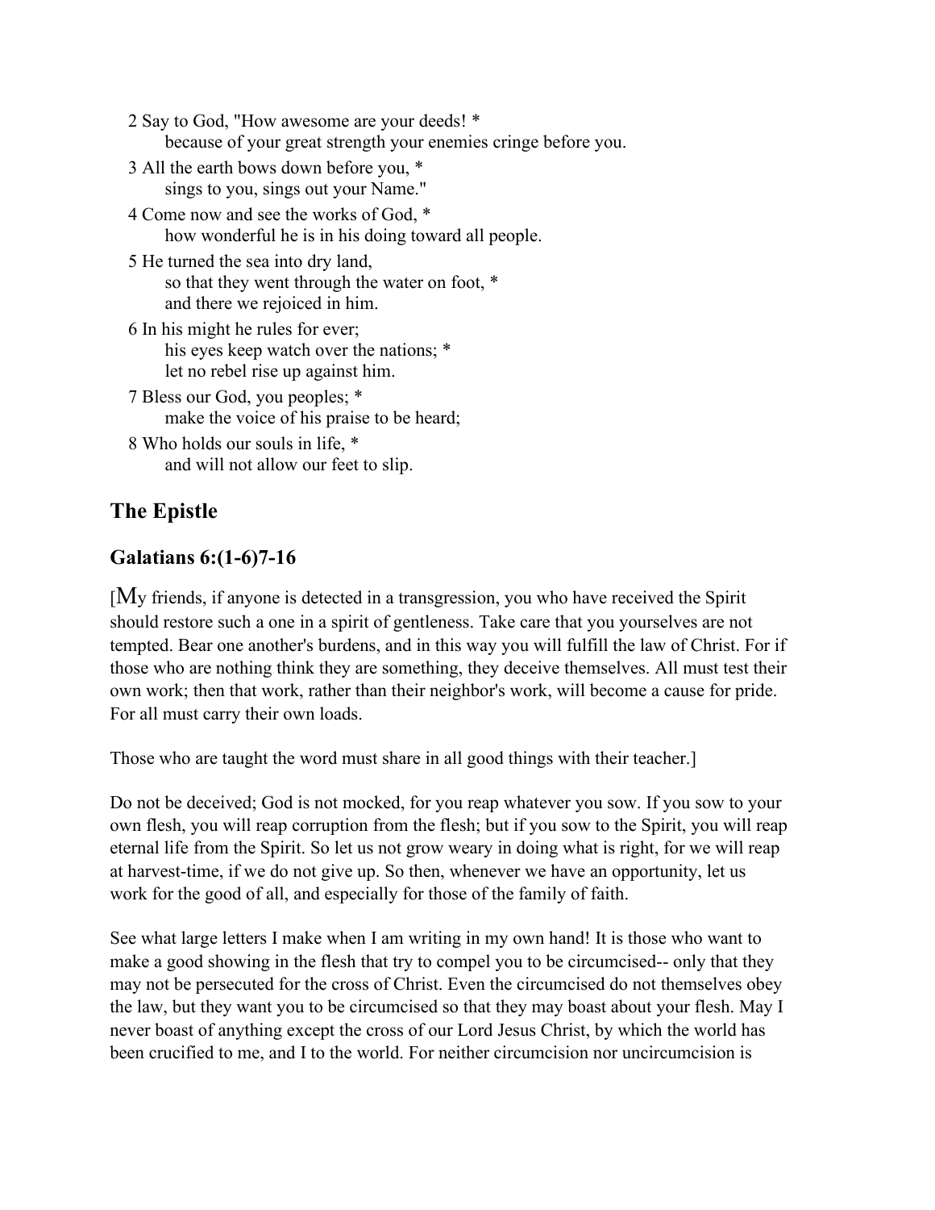2 Say to God, "How awesome are your deeds! *
because of your great strength your enemies cringe before you.

3 All the earth bows down before you, *
sings to you, sings out your Name."

4 Come now and see the works of God, *
how wonderful he is in his doing toward all people.

5 He turned the sea into dry land,
so that they went through the water on foot, *
and there we rejoiced in him.

6 In his might he rules for ever;
his eyes keep watch over the nations; *
let no rebel rise up against him.

7 Bless our God, you peoples; *
make the voice of his praise to be heard;

8 Who holds our souls in life, *
and will not allow our feet to slip.

## The Epistle

### Galatians 6:(1-6)7-16

[My friends, if anyone is detected in a transgression, you who have received the Spirit should restore such a one in a spirit of gentleness. Take care that you yourselves are not tempted. Bear one another's burdens, and in this way you will fulfill the law of Christ. For if those who are nothing think they are something, they deceive themselves. All must test their own work; then that work, rather than their neighbor's work, will become a cause for pride. For all must carry their own loads.

Those who are taught the word must share in all good things with their teacher.]

Do not be deceived; God is not mocked, for you reap whatever you sow. If you sow to your own flesh, you will reap corruption from the flesh; but if you sow to the Spirit, you will reap eternal life from the Spirit. So let us not grow weary in doing what is right, for we will reap at harvest-time, if we do not give up. So then, whenever we have an opportunity, let us work for the good of all, and especially for those of the family of faith.

See what large letters I make when I am writing in my own hand! It is those who want to make a good showing in the flesh that try to compel you to be circumcised-- only that they may not be persecuted for the cross of Christ. Even the circumcised do not themselves obey the law, but they want you to be circumcised so that they may boast about your flesh. May I never boast of anything except the cross of our Lord Jesus Christ, by which the world has been crucified to me, and I to the world. For neither circumcision nor uncircumcision is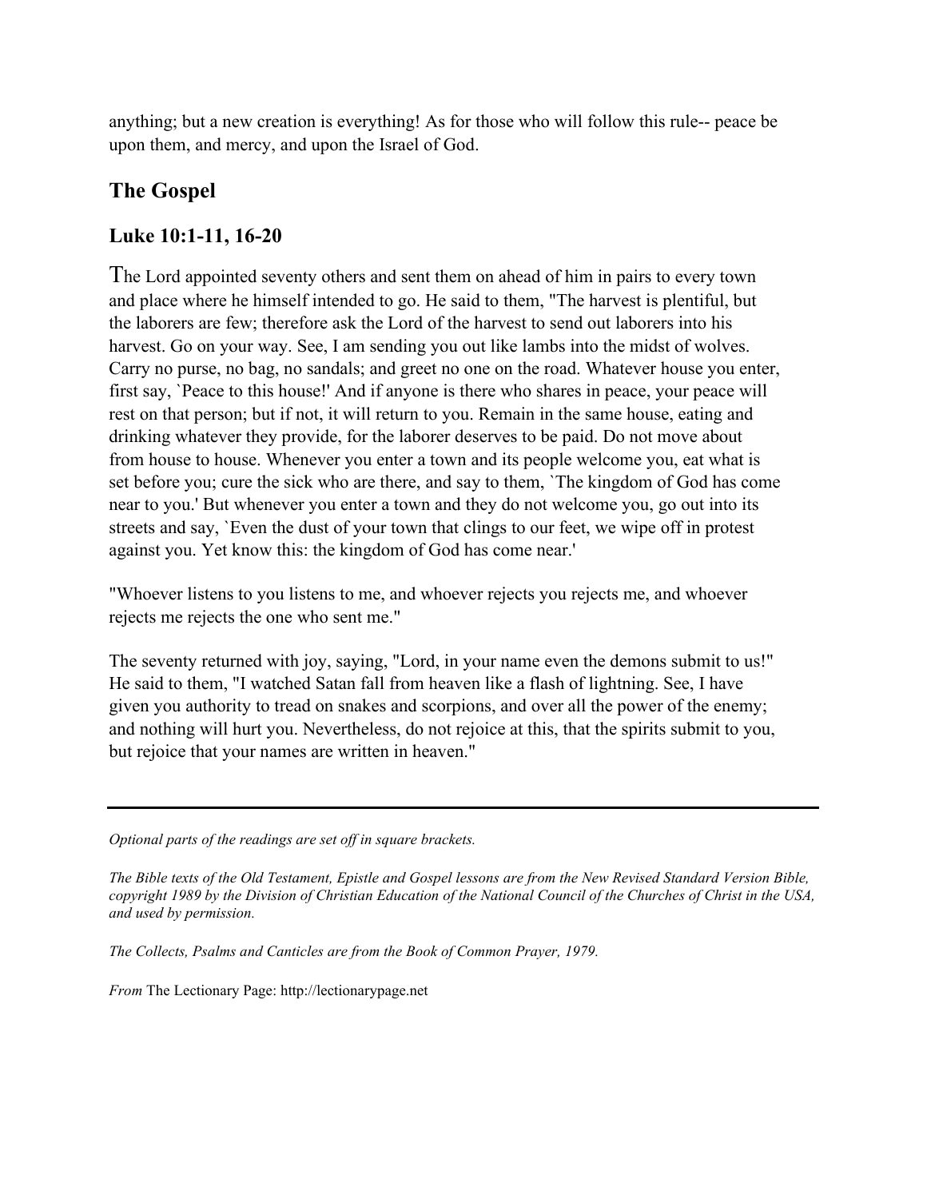anything; but a new creation is everything! As for those who will follow this rule-- peace be upon them, and mercy, and upon the Israel of God.

## The Gospel

### Luke 10:1-11, 16-20

The Lord appointed seventy others and sent them on ahead of him in pairs to every town and place where he himself intended to go. He said to them, "The harvest is plentiful, but the laborers are few; therefore ask the Lord of the harvest to send out laborers into his harvest. Go on your way. See, I am sending you out like lambs into the midst of wolves. Carry no purse, no bag, no sandals; and greet no one on the road. Whatever house you enter, first say, `Peace to this house!' And if anyone is there who shares in peace, your peace will rest on that person; but if not, it will return to you. Remain in the same house, eating and drinking whatever they provide, for the laborer deserves to be paid. Do not move about from house to house. Whenever you enter a town and its people welcome you, eat what is set before you; cure the sick who are there, and say to them, `The kingdom of God has come near to you.' But whenever you enter a town and they do not welcome you, go out into its streets and say, `Even the dust of your town that clings to our feet, we wipe off in protest against you. Yet know this: the kingdom of God has come near.'

"Whoever listens to you listens to me, and whoever rejects you rejects me, and whoever rejects me rejects the one who sent me."

The seventy returned with joy, saying, "Lord, in your name even the demons submit to us!" He said to them, "I watched Satan fall from heaven like a flash of lightning. See, I have given you authority to tread on snakes and scorpions, and over all the power of the enemy; and nothing will hurt you. Nevertheless, do not rejoice at this, that the spirits submit to you, but rejoice that your names are written in heaven."

---

*Optional parts of the readings are set off in square brackets.*

*The Bible texts of the Old Testament, Epistle and Gospel lessons are from the New Revised Standard Version Bible, copyright 1989 by the Division of Christian Education of the National Council of the Churches of Christ in the USA, and used by permission.*

*The Collects, Psalms and Canticles are from the Book of Common Prayer, 1979.*

*From* The Lectionary Page: http://lectionarypage.net